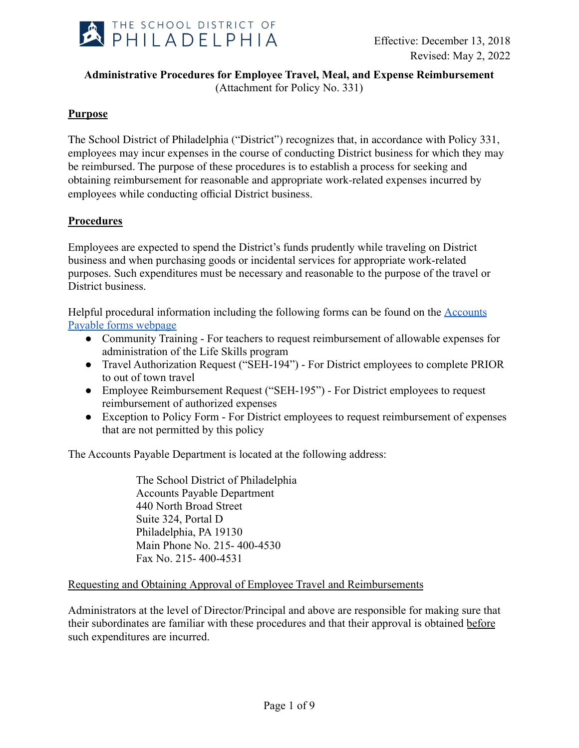THE SCHOOL DISTRICT OF PHILADELPHIA

Effective: December 13, 2018
Revised: May 2, 2022

**Administrative Procedures for Employee Travel, Meal, and Expense Reimbursement**
(Attachment for Policy No. 331)

## Purpose

The School District of Philadelphia ("District") recognizes that, in accordance with Policy 331, employees may incur expenses in the course of conducting District business for which they may be reimbursed. The purpose of these procedures is to establish a process for seeking and obtaining reimbursement for reasonable and appropriate work-related expenses incurred by employees while conducting official District business.

## Procedures

Employees are expected to spend the District's funds prudently while traveling on District business and when purchasing goods or incidental services for appropriate work-related purposes. Such expenditures must be necessary and reasonable to the purpose of the travel or District business.

Helpful procedural information including the following forms can be found on the Accounts Payable forms webpage

- Community Training - For teachers to request reimbursement of allowable expenses for administration of the Life Skills program
- Travel Authorization Request ("SEH-194") - For District employees to complete PRIOR to out of town travel
- Employee Reimbursement Request ("SEH-195") - For District employees to request reimbursement of authorized expenses
- Exception to Policy Form - For District employees to request reimbursement of expenses that are not permitted by this policy

The Accounts Payable Department is located at the following address:

The School District of Philadelphia
Accounts Payable Department
440 North Broad Street
Suite 324, Portal D
Philadelphia, PA 19130
Main Phone No. 215- 400-4530
Fax No. 215- 400-4531

### Requesting and Obtaining Approval of Employee Travel and Reimbursements

Administrators at the level of Director/Principal and above are responsible for making sure that their subordinates are familiar with these procedures and that their approval is obtained before such expenditures are incurred.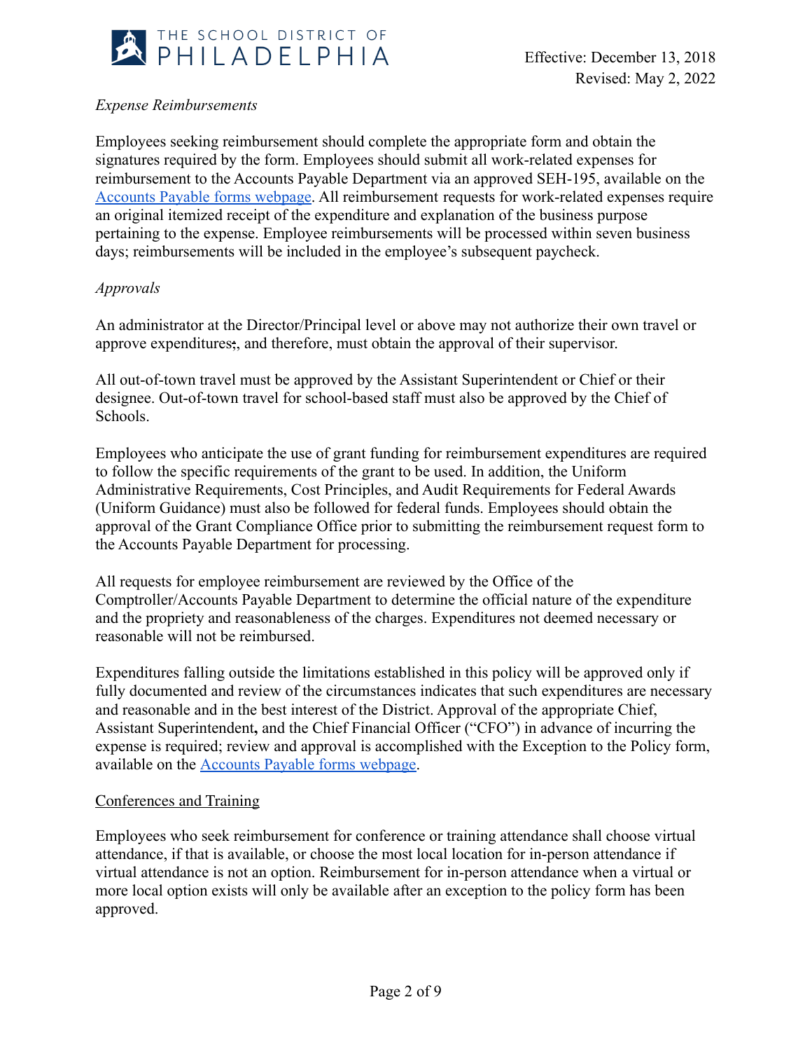*Expense Reimbursements*

Employees seeking reimbursement should complete the appropriate form and obtain the signatures required by the form. Employees should submit all work-related expenses for reimbursement to the Accounts Payable Department via an approved SEH-195, available on the [Accounts Payable forms webpage](). All reimbursement requests for work-related expenses require an original itemized receipt of the expenditure and explanation of the business purpose pertaining to the expense. Employee reimbursements will be processed within seven business days; reimbursements will be included in the employee's subsequent paycheck.

*Approvals*

An administrator at the Director/Principal level or above may not authorize their own travel or approve expenditures;, and therefore, must obtain the approval of their supervisor.

All out-of-town travel must be approved by the Assistant Superintendent or Chief or their designee. Out-of-town travel for school-based staff must also be approved by the Chief of Schools.

Employees who anticipate the use of grant funding for reimbursement expenditures are required to follow the specific requirements of the grant to be used. In addition, the Uniform Administrative Requirements, Cost Principles, and Audit Requirements for Federal Awards (Uniform Guidance) must also be followed for federal funds. Employees should obtain the approval of the Grant Compliance Office prior to submitting the reimbursement request form to the Accounts Payable Department for processing.

All requests for employee reimbursement are reviewed by the Office of the Comptroller/Accounts Payable Department to determine the official nature of the expenditure and the propriety and reasonableness of the charges. Expenditures not deemed necessary or reasonable will not be reimbursed.

Expenditures falling outside the limitations established in this policy will be approved only if fully documented and review of the circumstances indicates that such expenditures are necessary and reasonable and in the best interest of the District. Approval of the appropriate Chief, Assistant Superintendent**,** and the Chief Financial Officer ("CFO") in advance of incurring the expense is required; review and approval is accomplished with the Exception to the Policy form, available on the [Accounts Payable forms webpage]().

Conferences and Training

Employees who seek reimbursement for conference or training attendance shall choose virtual attendance, if that is available, or choose the most local location for in-person attendance if virtual attendance is not an option. Reimbursement for in-person attendance when a virtual or more local option exists will only be available after an exception to the policy form has been approved.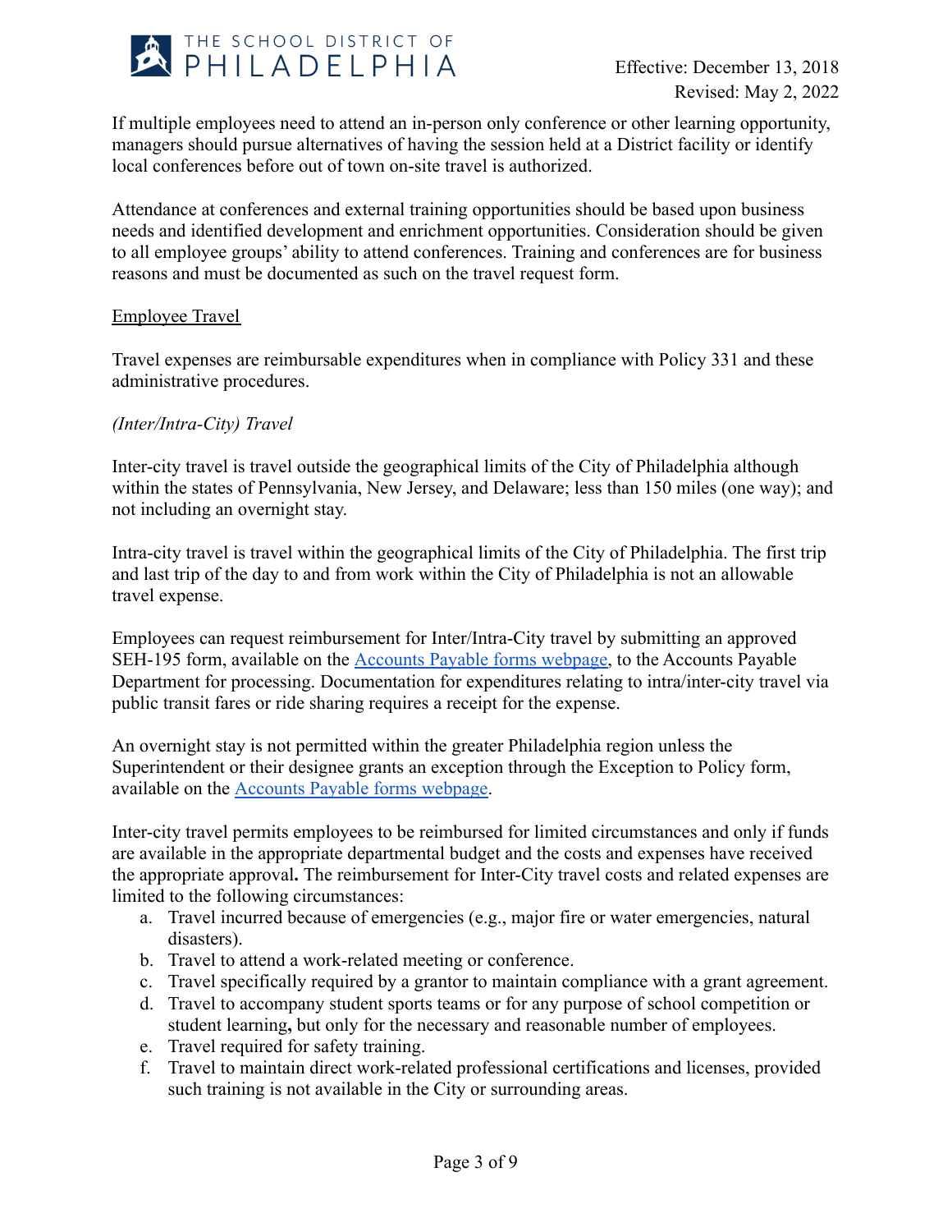If multiple employees need to attend an in-person only conference or other learning opportunity, managers should pursue alternatives of having the session held at a District facility or identify local conferences before out of town on-site travel is authorized.

Attendance at conferences and external training opportunities should be based upon business needs and identified development and enrichment opportunities. Consideration should be given to all employee groups' ability to attend conferences. Training and conferences are for business reasons and must be documented as such on the travel request form.

<u>Employee Travel</u>

Travel expenses are reimbursable expenditures when in compliance with Policy 331 and these administrative procedures.

*(Inter/Intra-City) Travel*

Inter-city travel is travel outside the geographical limits of the City of Philadelphia although within the states of Pennsylvania, New Jersey, and Delaware; less than 150 miles (one way); and not including an overnight stay.

Intra-city travel is travel within the geographical limits of the City of Philadelphia. The first trip and last trip of the day to and from work within the City of Philadelphia is not an allowable travel expense.

Employees can request reimbursement for Inter/Intra-City travel by submitting an approved SEH-195 form, available on the [Accounts Payable forms webpage](), to the Accounts Payable Department for processing. Documentation for expenditures relating to intra/inter-city travel via public transit fares or ride sharing requires a receipt for the expense.

An overnight stay is not permitted within the greater Philadelphia region unless the Superintendent or their designee grants an exception through the Exception to Policy form, available on the [Accounts Payable forms webpage]().

Inter-city travel permits employees to be reimbursed for limited circumstances and only if funds are available in the appropriate departmental budget and the costs and expenses have received the appropriate approval**.** The reimbursement for Inter-City travel costs and related expenses are limited to the following circumstances:

a. Travel incurred because of emergencies (e.g., major fire or water emergencies, natural disasters).
b. Travel to attend a work-related meeting or conference.
c. Travel specifically required by a grantor to maintain compliance with a grant agreement.
d. Travel to accompany student sports teams or for any purpose of school competition or student learning**,** but only for the necessary and reasonable number of employees.
e. Travel required for safety training.
f. Travel to maintain direct work-related professional certifications and licenses, provided such training is not available in the City or surrounding areas.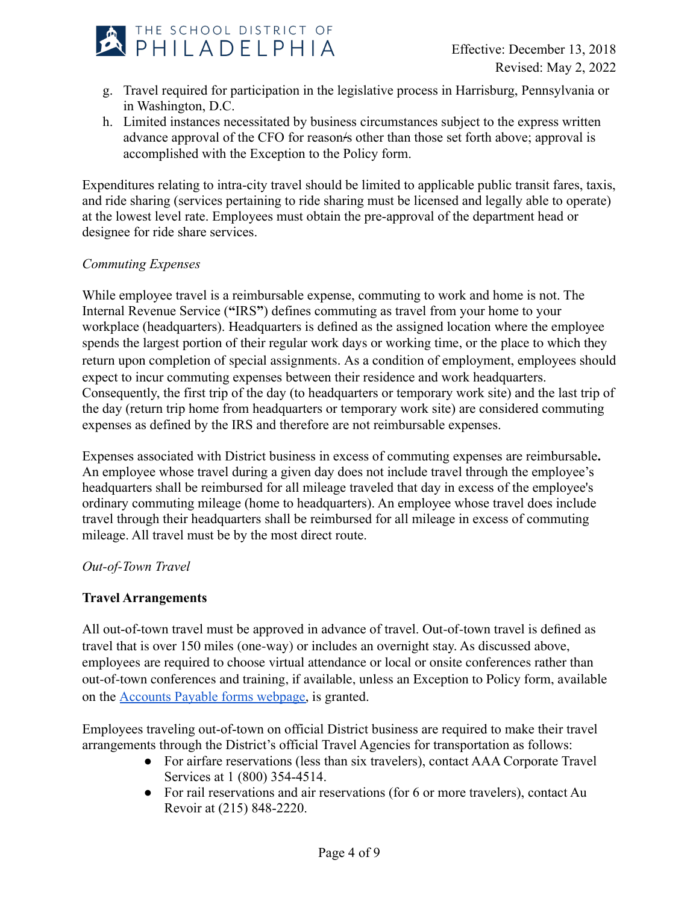g. Travel required for participation in the legislative process in Harrisburg, Pennsylvania or in Washington, D.C.
h. Limited instances necessitated by business circumstances subject to the express written advance approval of the CFO for reason/s other than those set forth above; approval is accomplished with the Exception to the Policy form.

Expenditures relating to intra-city travel should be limited to applicable public transit fares, taxis, and ride sharing (services pertaining to ride sharing must be licensed and legally able to operate) at the lowest level rate. Employees must obtain the pre-approval of the department head or designee for ride share services.

*Commuting Expenses*

While employee travel is a reimbursable expense, commuting to work and home is not. The Internal Revenue Service (**"**IRS**"**) defines commuting as travel from your home to your workplace (headquarters). Headquarters is defined as the assigned location where the employee spends the largest portion of their regular work days or working time, or the place to which they return upon completion of special assignments. As a condition of employment, employees should expect to incur commuting expenses between their residence and work headquarters. Consequently, the first trip of the day (to headquarters or temporary work site) and the last trip of the day (return trip home from headquarters or temporary work site) are considered commuting expenses as defined by the IRS and therefore are not reimbursable expenses.

Expenses associated with District business in excess of commuting expenses are reimbursable**.** An employee whose travel during a given day does not include travel through the employee's headquarters shall be reimbursed for all mileage traveled that day in excess of the employee's ordinary commuting mileage (home to headquarters). An employee whose travel does include travel through their headquarters shall be reimbursed for all mileage in excess of commuting mileage. All travel must be by the most direct route.

*Out-of-Town Travel*

**Travel Arrangements**

All out-of-town travel must be approved in advance of travel. Out-of-town travel is defined as travel that is over 150 miles (one-way) or includes an overnight stay. As discussed above, employees are required to choose virtual attendance or local or onsite conferences rather than out-of-town conferences and training, if available, unless an Exception to Policy form, available on the [Accounts Payable forms webpage](), is granted.

Employees traveling out-of-town on official District business are required to make their travel arrangements through the District's official Travel Agencies for transportation as follows:

- For airfare reservations (less than six travelers), contact AAA Corporate Travel Services at 1 (800) 354-4514.
- For rail reservations and air reservations (for 6 or more travelers), contact Au Revoir at (215) 848-2220.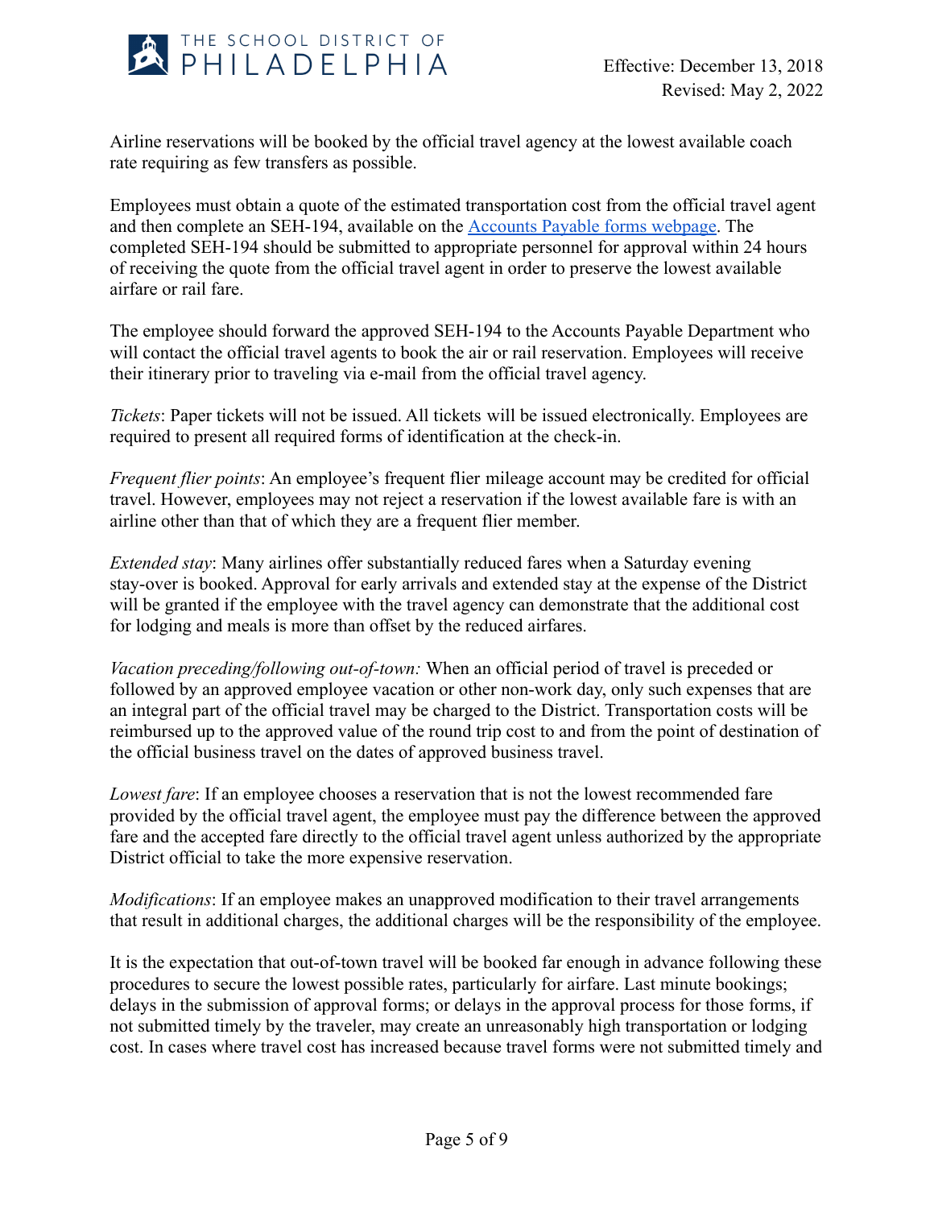Airline reservations will be booked by the official travel agency at the lowest available coach rate requiring as few transfers as possible.

Employees must obtain a quote of the estimated transportation cost from the official travel agent and then complete an SEH-194, available on the [Accounts Payable forms webpage](). The completed SEH-194 should be submitted to appropriate personnel for approval within 24 hours of receiving the quote from the official travel agent in order to preserve the lowest available airfare or rail fare.

The employee should forward the approved SEH-194 to the Accounts Payable Department who will contact the official travel agents to book the air or rail reservation. Employees will receive their itinerary prior to traveling via e-mail from the official travel agency.

*Tickets*: Paper tickets will not be issued. All tickets will be issued electronically. Employees are required to present all required forms of identification at the check-in.

*Frequent flier points*: An employee's frequent flier mileage account may be credited for official travel. However, employees may not reject a reservation if the lowest available fare is with an airline other than that of which they are a frequent flier member.

*Extended stay*: Many airlines offer substantially reduced fares when a Saturday evening stay-over is booked. Approval for early arrivals and extended stay at the expense of the District will be granted if the employee with the travel agency can demonstrate that the additional cost for lodging and meals is more than offset by the reduced airfares.

*Vacation preceding/following out-of-town:* When an official period of travel is preceded or followed by an approved employee vacation or other non-work day, only such expenses that are an integral part of the official travel may be charged to the District. Transportation costs will be reimbursed up to the approved value of the round trip cost to and from the point of destination of the official business travel on the dates of approved business travel.

*Lowest fare*: If an employee chooses a reservation that is not the lowest recommended fare provided by the official travel agent, the employee must pay the difference between the approved fare and the accepted fare directly to the official travel agent unless authorized by the appropriate District official to take the more expensive reservation.

*Modifications*: If an employee makes an unapproved modification to their travel arrangements that result in additional charges, the additional charges will be the responsibility of the employee.

It is the expectation that out-of-town travel will be booked far enough in advance following these procedures to secure the lowest possible rates, particularly for airfare. Last minute bookings; delays in the submission of approval forms; or delays in the approval process for those forms, if not submitted timely by the traveler, may create an unreasonably high transportation or lodging cost. In cases where travel cost has increased because travel forms were not submitted timely and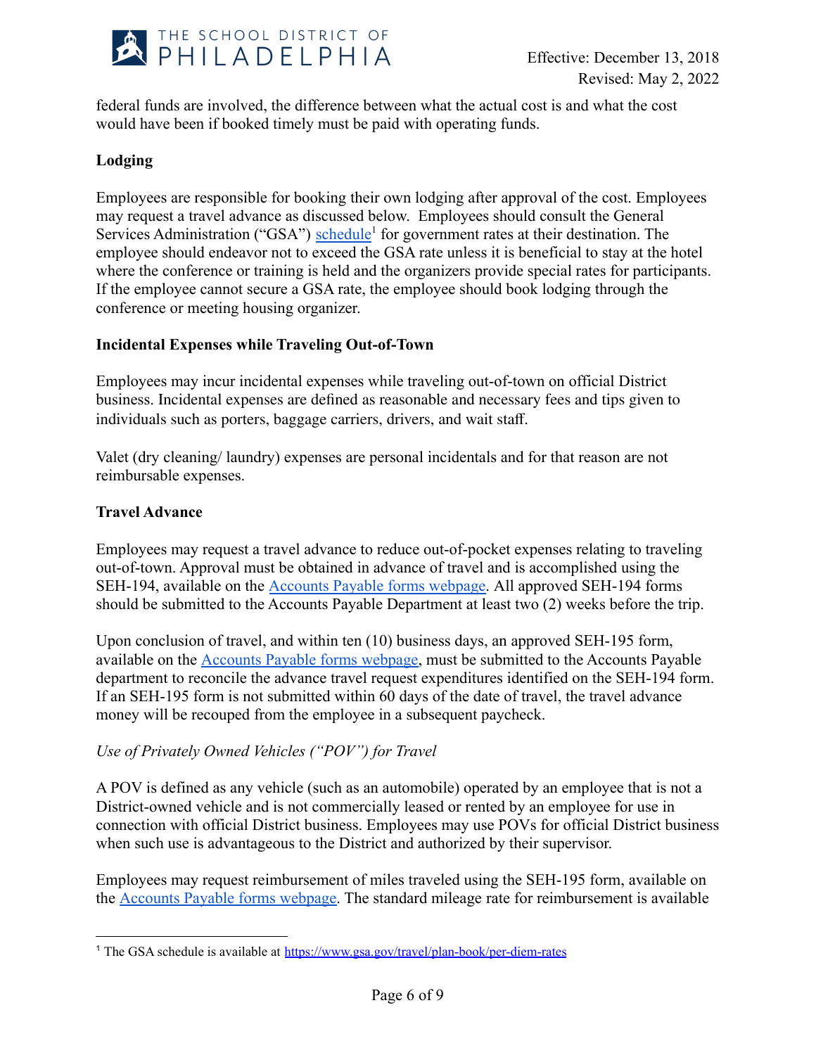federal funds are involved, the difference between what the actual cost is and what the cost would have been if booked timely must be paid with operating funds.

**Lodging**

Employees are responsible for booking their own lodging after approval of the cost. Employees may request a travel advance as discussed below. Employees should consult the General Services Administration ("GSA") schedule[1] for government rates at their destination. The employee should endeavor not to exceed the GSA rate unless it is beneficial to stay at the hotel where the conference or training is held and the organizers provide special rates for participants. If the employee cannot secure a GSA rate, the employee should book lodging through the conference or meeting housing organizer.

**Incidental Expenses while Traveling Out-of-Town**

Employees may incur incidental expenses while traveling out-of-town on official District business. Incidental expenses are defined as reasonable and necessary fees and tips given to individuals such as porters, baggage carriers, drivers, and wait staff.

Valet (dry cleaning/ laundry) expenses are personal incidentals and for that reason are not reimbursable expenses.

**Travel Advance**

Employees may request a travel advance to reduce out-of-pocket expenses relating to traveling out-of-town. Approval must be obtained in advance of travel and is accomplished using the SEH-194, available on the Accounts Payable forms webpage. All approved SEH-194 forms should be submitted to the Accounts Payable Department at least two (2) weeks before the trip.

Upon conclusion of travel, and within ten (10) business days, an approved SEH-195 form, available on the Accounts Payable forms webpage, must be submitted to the Accounts Payable department to reconcile the advance travel request expenditures identified on the SEH-194 form. If an SEH-195 form is not submitted within 60 days of the date of travel, the travel advance money will be recouped from the employee in a subsequent paycheck.

*Use of Privately Owned Vehicles ("POV") for Travel*

A POV is defined as any vehicle (such as an automobile) operated by an employee that is not a District-owned vehicle and is not commercially leased or rented by an employee for use in connection with official District business. Employees may use POVs for official District business when such use is advantageous to the District and authorized by their supervisor.

Employees may request reimbursement of miles traveled using the SEH-195 form, available on the Accounts Payable forms webpage. The standard mileage rate for reimbursement is available

[1] The GSA schedule is available at https://www.gsa.gov/travel/plan-book/per-diem-rates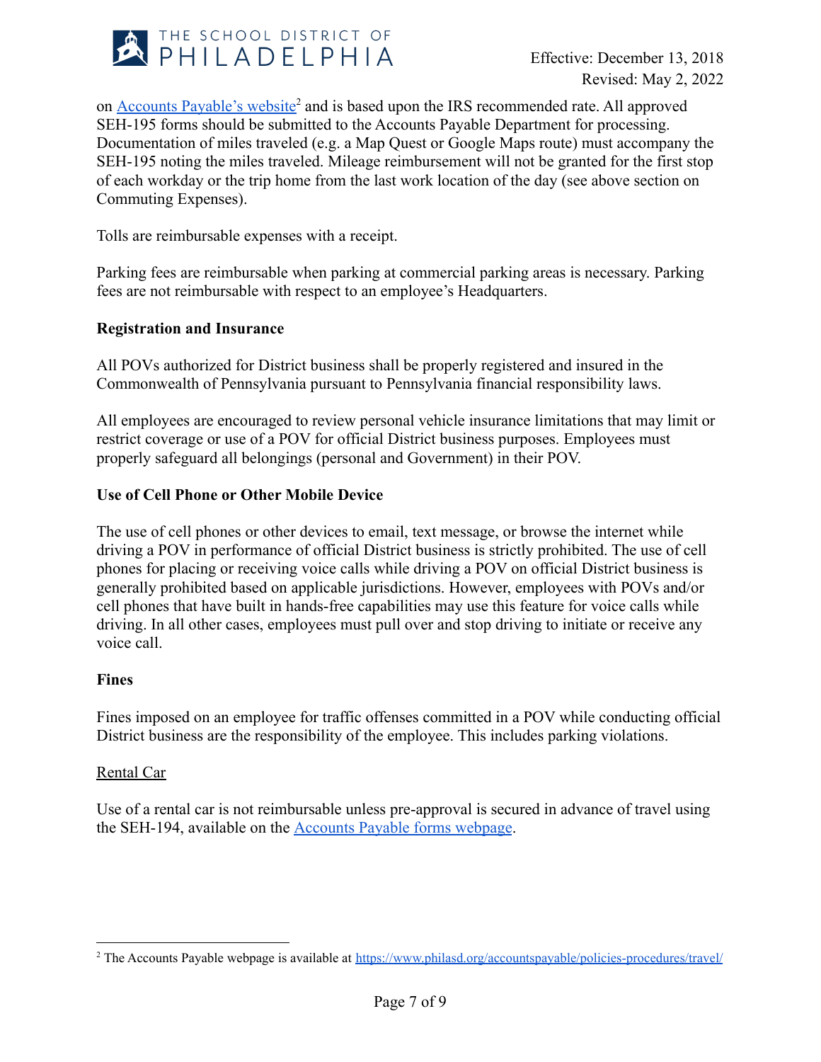on [Accounts Payable's website][2] and is based upon the IRS recommended rate. All approved SEH-195 forms should be submitted to the Accounts Payable Department for processing. Documentation of miles traveled (e.g. a Map Quest or Google Maps route) must accompany the SEH-195 noting the miles traveled. Mileage reimbursement will not be granted for the first stop of each workday or the trip home from the last work location of the day (see above section on Commuting Expenses).

Tolls are reimbursable expenses with a receipt.

Parking fees are reimbursable when parking at commercial parking areas is necessary. Parking fees are not reimbursable with respect to an employee's Headquarters.

**Registration and Insurance**

All POVs authorized for District business shall be properly registered and insured in the Commonwealth of Pennsylvania pursuant to Pennsylvania financial responsibility laws.

All employees are encouraged to review personal vehicle insurance limitations that may limit or restrict coverage or use of a POV for official District business purposes. Employees must properly safeguard all belongings (personal and Government) in their POV.

**Use of Cell Phone or Other Mobile Device**

The use of cell phones or other devices to email, text message, or browse the internet while driving a POV in performance of official District business is strictly prohibited. The use of cell phones for placing or receiving voice calls while driving a POV on official District business is generally prohibited based on applicable jurisdictions. However, employees with POVs and/or cell phones that have built in hands-free capabilities may use this feature for voice calls while driving. In all other cases, employees must pull over and stop driving to initiate or receive any voice call.

**Fines**

Fines imposed on an employee for traffic offenses committed in a POV while conducting official District business are the responsibility of the employee. This includes parking violations.

<u>Rental Car</u>

Use of a rental car is not reimbursable unless pre-approval is secured in advance of travel using the SEH-194, available on the [Accounts Payable forms webpage](https://www.philasd.org/accountspayable/policies-procedures/travel/).

---

[2] The Accounts Payable webpage is available at https://www.philasd.org/accountspayable/policies-procedures/travel/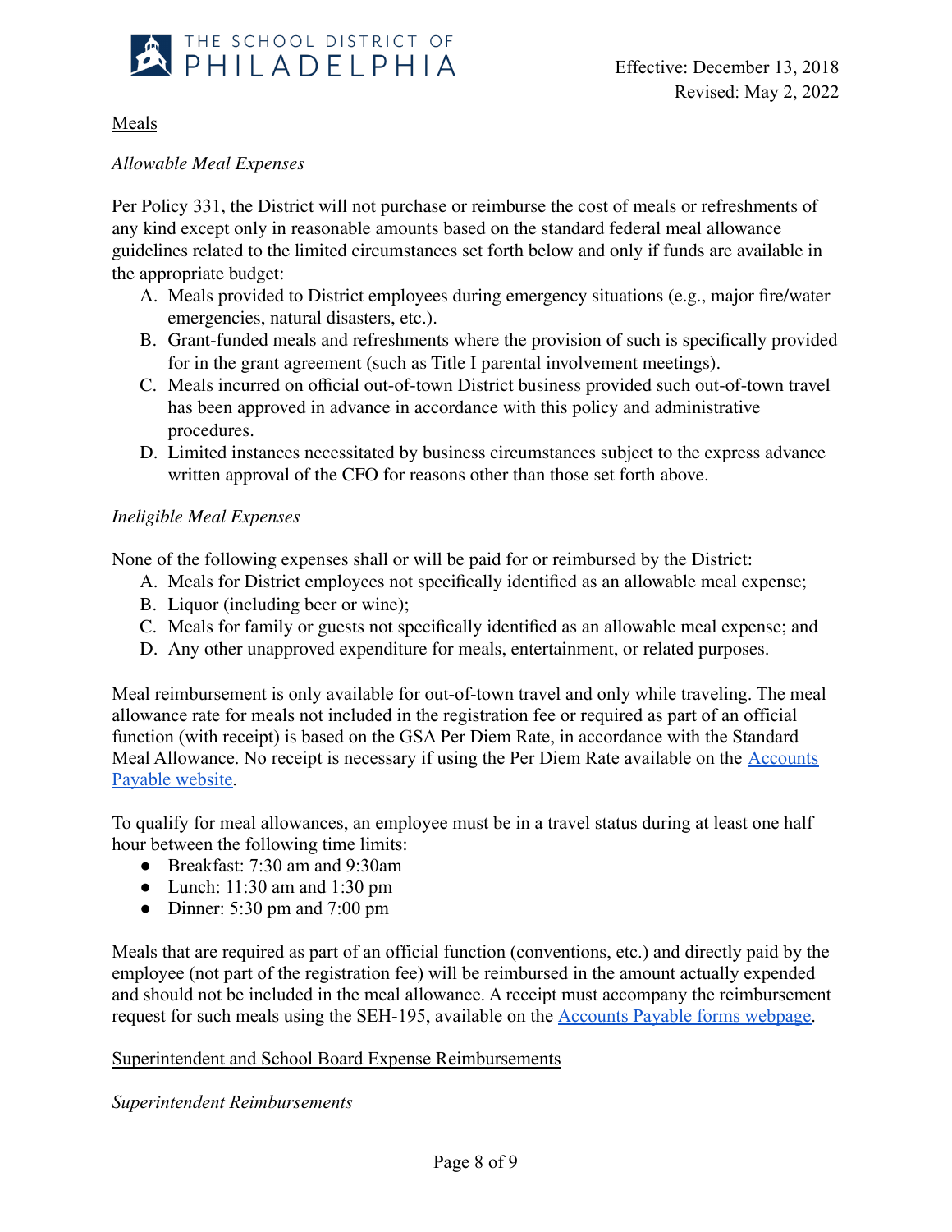## Meals

### *Allowable Meal Expenses*

Per Policy 331, the District will not purchase or reimburse the cost of meals or refreshments of any kind except only in reasonable amounts based on the standard federal meal allowance guidelines related to the limited circumstances set forth below and only if funds are available in the appropriate budget:

A. Meals provided to District employees during emergency situations (e.g., major fire/water emergencies, natural disasters, etc.).
B. Grant-funded meals and refreshments where the provision of such is specifically provided for in the grant agreement (such as Title I parental involvement meetings).
C. Meals incurred on official out-of-town District business provided such out-of-town travel has been approved in advance in accordance with this policy and administrative procedures.
D. Limited instances necessitated by business circumstances subject to the express advance written approval of the CFO for reasons other than those set forth above.

### *Ineligible Meal Expenses*

None of the following expenses shall or will be paid for or reimbursed by the District:

A. Meals for District employees not specifically identified as an allowable meal expense;
B. Liquor (including beer or wine);
C. Meals for family or guests not specifically identified as an allowable meal expense; and
D. Any other unapproved expenditure for meals, entertainment, or related purposes.

Meal reimbursement is only available for out-of-town travel and only while traveling. The meal allowance rate for meals not included in the registration fee or required as part of an official function (with receipt) is based on the GSA Per Diem Rate, in accordance with the Standard Meal Allowance. No receipt is necessary if using the Per Diem Rate available on the [Accounts Payable website](#).

To qualify for meal allowances, an employee must be in a travel status during at least one half hour between the following time limits:

- Breakfast: 7:30 am and 9:30am
- Lunch: 11:30 am and 1:30 pm
- Dinner: 5:30 pm and 7:00 pm

Meals that are required as part of an official function (conventions, etc.) and directly paid by the employee (not part of the registration fee) will be reimbursed in the amount actually expended and should not be included in the meal allowance. A receipt must accompany the reimbursement request for such meals using the SEH-195, available on the [Accounts Payable forms webpage](#).

## Superintendent and School Board Expense Reimbursements

### *Superintendent Reimbursements*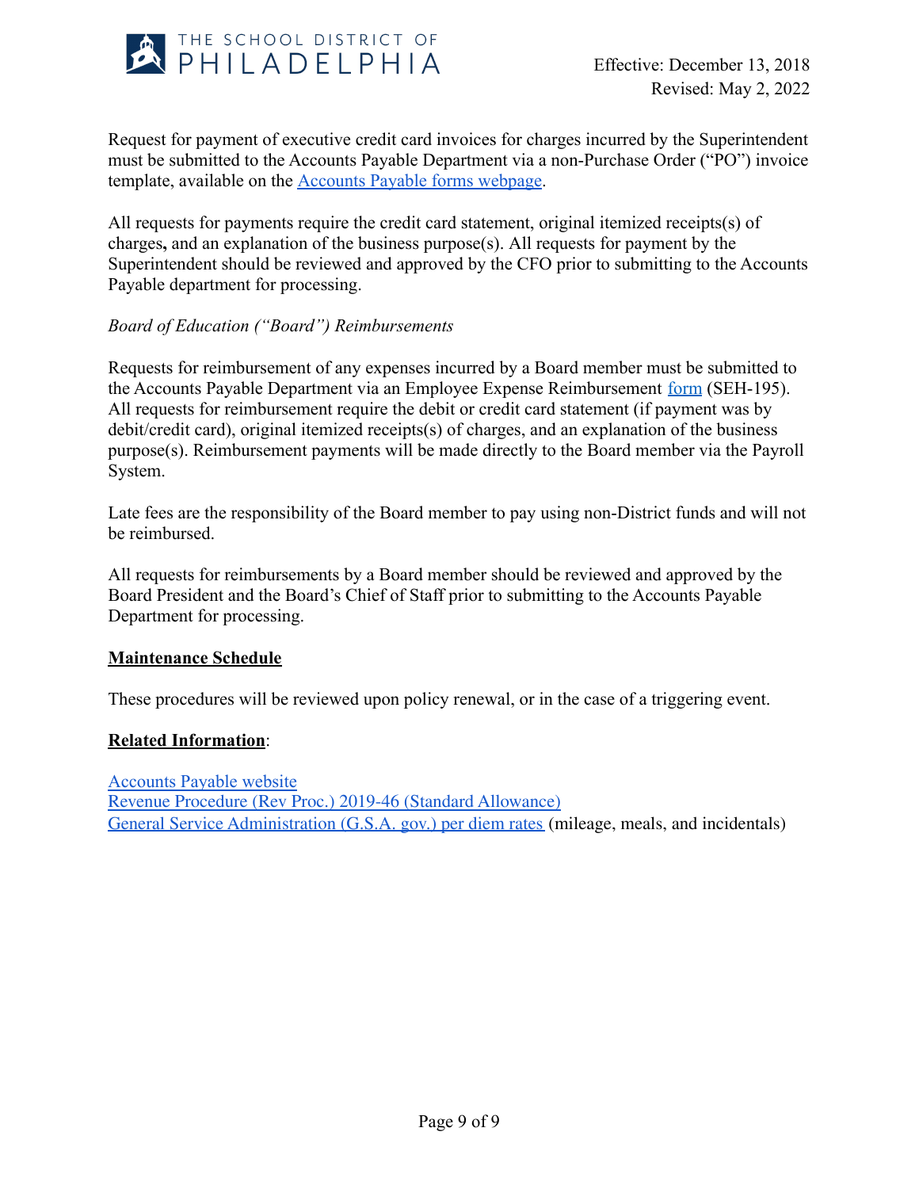Request for payment of executive credit card invoices for charges incurred by the Superintendent must be submitted to the Accounts Payable Department via a non-Purchase Order ("PO") invoice template, available on the Accounts Payable forms webpage.

All requests for payments require the credit card statement, original itemized receipts(s) of charges**,** and an explanation of the business purpose(s). All requests for payment by the Superintendent should be reviewed and approved by the CFO prior to submitting to the Accounts Payable department for processing.

*Board of Education ("Board") Reimbursements*

Requests for reimbursement of any expenses incurred by a Board member must be submitted to the Accounts Payable Department via an Employee Expense Reimbursement form (SEH-195). All requests for reimbursement require the debit or credit card statement (if payment was by debit/credit card), original itemized receipts(s) of charges, and an explanation of the business purpose(s). Reimbursement payments will be made directly to the Board member via the Payroll System.

Late fees are the responsibility of the Board member to pay using non-District funds and will not be reimbursed.

All requests for reimbursements by a Board member should be reviewed and approved by the Board President and the Board's Chief of Staff prior to submitting to the Accounts Payable Department for processing.

## Maintenance Schedule

These procedures will be reviewed upon policy renewal, or in the case of a triggering event.

## Related Information:

Accounts Payable website
Revenue Procedure (Rev Proc.) 2019-46 (Standard Allowance)
General Service Administration (G.S.A. gov.) per diem rates (mileage, meals, and incidentals)